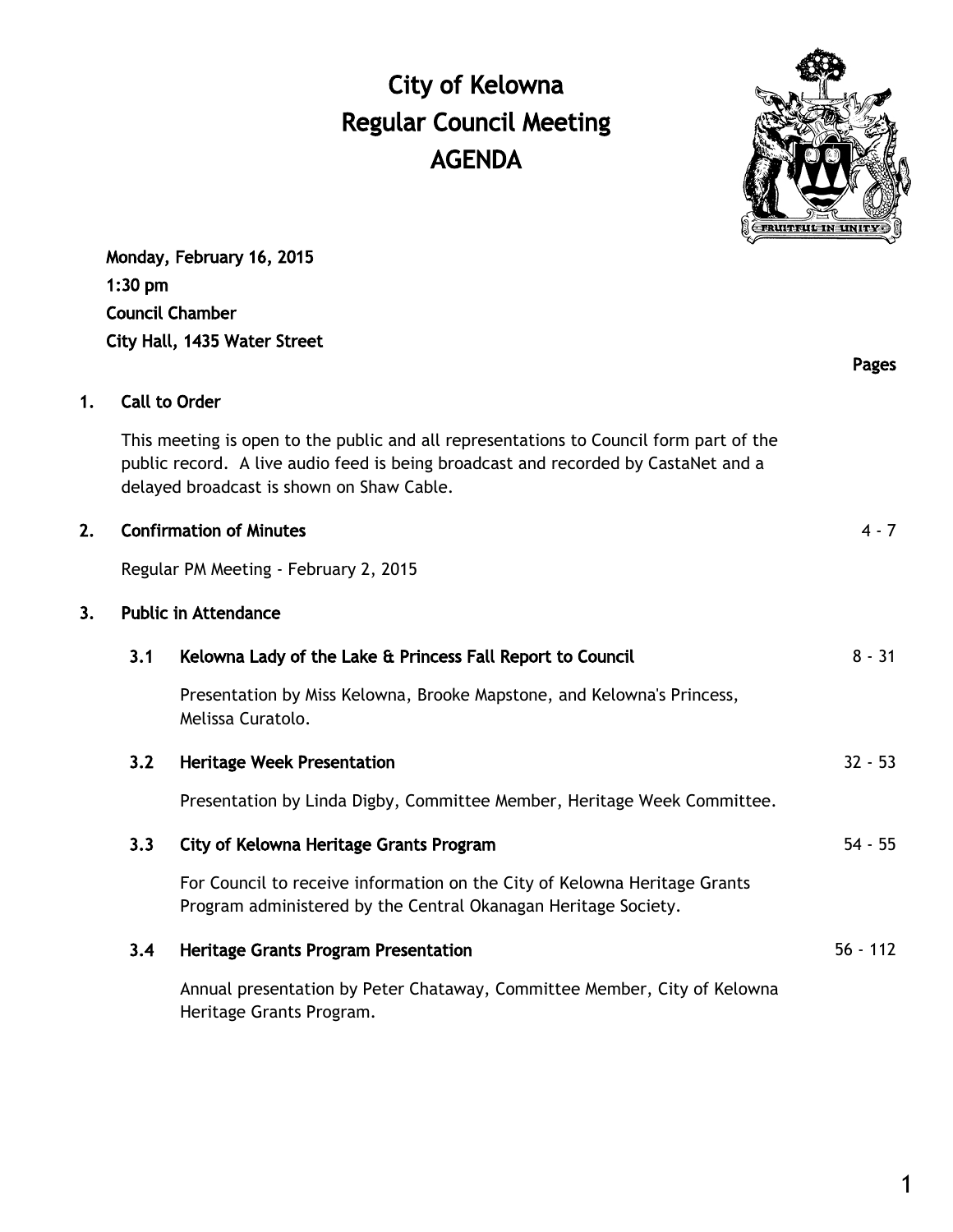# City of Kelowna
# Regular Council Meeting
# AGENDA

**Monday, February 16, 2015**
**1:30 pm**
**Council Chamber**
**City Hall, 1435 Water Street**

**Pages**

## 1. Call to Order

This meeting is open to the public and all representations to Council form part of the public record. A live audio feed is being broadcast and recorded by CastaNet and a delayed broadcast is shown on Shaw Cable.

## 2. Confirmation of Minutes — 4 - 7

Regular PM Meeting - February 2, 2015

## 3. Public in Attendance

### 3.1 Kelowna Lady of the Lake & Princess Fall Report to Council — 8 - 31

Presentation by Miss Kelowna, Brooke Mapstone, and Kelowna's Princess, Melissa Curatolo.

### 3.2 Heritage Week Presentation — 32 - 53

Presentation by Linda Digby, Committee Member, Heritage Week Committee.

### 3.3 City of Kelowna Heritage Grants Program — 54 - 55

For Council to receive information on the City of Kelowna Heritage Grants Program administered by the Central Okanagan Heritage Society.

### 3.4 Heritage Grants Program Presentation — 56 - 112

Annual presentation by Peter Chataway, Committee Member, City of Kelowna Heritage Grants Program.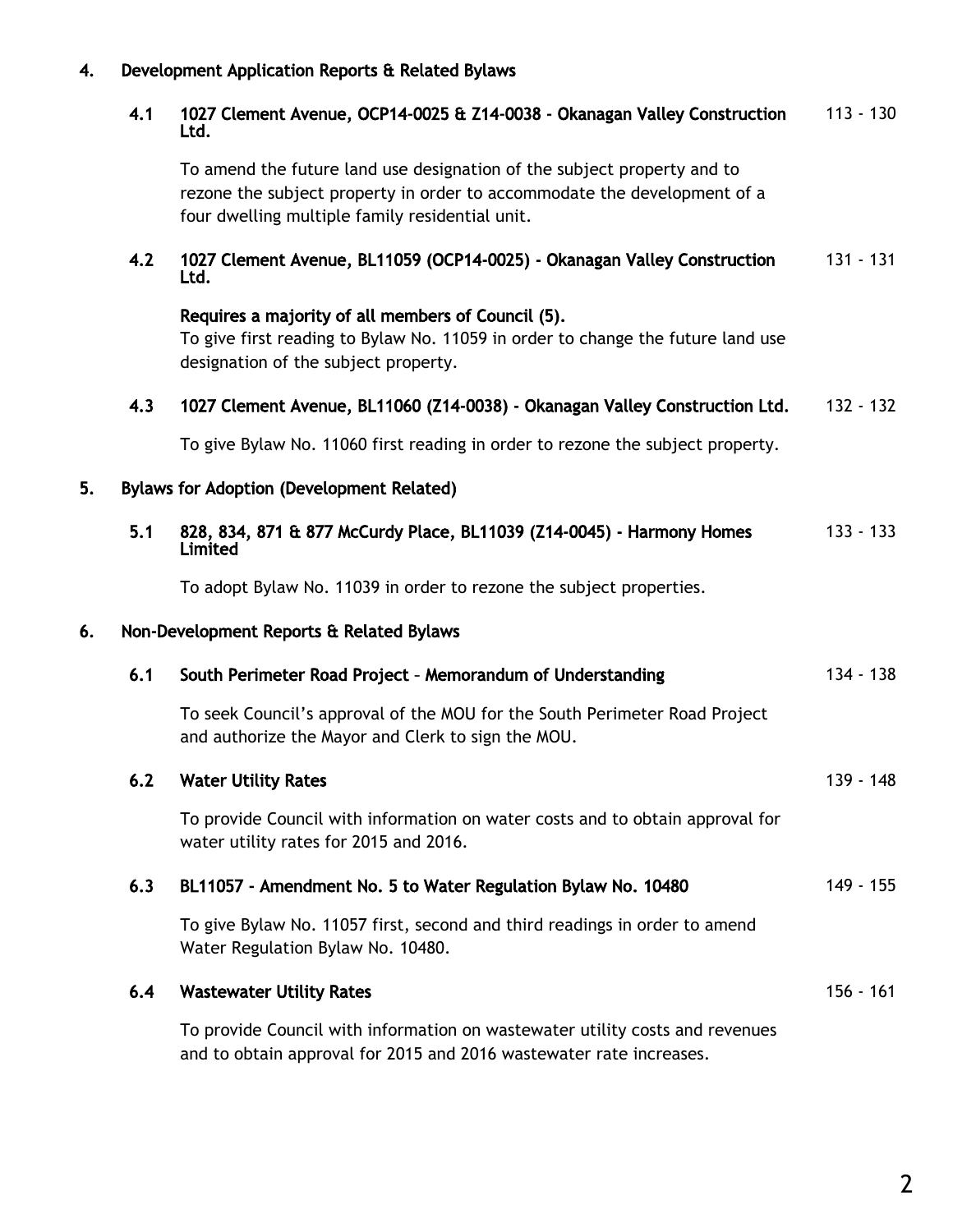## 4. Development Application Reports & Related Bylaws

### 4.1 1027 Clement Avenue, OCP14-0025 & Z14-0038 - Okanagan Valley Construction Ltd. — 113 - 130

To amend the future land use designation of the subject property and to rezone the subject property in order to accommodate the development of a four dwelling multiple family residential unit.

### 4.2 1027 Clement Avenue, BL11059 (OCP14-0025) - Okanagan Valley Construction Ltd. — 131 - 131

**Requires a majority of all members of Council (5).**
To give first reading to Bylaw No. 11059 in order to change the future land use designation of the subject property.

### 4.3 1027 Clement Avenue, BL11060 (Z14-0038) - Okanagan Valley Construction Ltd. — 132 - 132

To give Bylaw No. 11060 first reading in order to rezone the subject property.

## 5. Bylaws for Adoption (Development Related)

### 5.1 828, 834, 871 & 877 McCurdy Place, BL11039 (Z14-0045) - Harmony Homes Limited — 133 - 133

To adopt Bylaw No. 11039 in order to rezone the subject properties.

## 6. Non-Development Reports & Related Bylaws

### 6.1 South Perimeter Road Project – Memorandum of Understanding — 134 - 138

To seek Council's approval of the MOU for the South Perimeter Road Project and authorize the Mayor and Clerk to sign the MOU.

### 6.2 Water Utility Rates — 139 - 148

To provide Council with information on water costs and to obtain approval for water utility rates for 2015 and 2016.

### 6.3 BL11057 - Amendment No. 5 to Water Regulation Bylaw No. 10480 — 149 - 155

To give Bylaw No. 11057 first, second and third readings in order to amend Water Regulation Bylaw No. 10480.

### 6.4 Wastewater Utility Rates — 156 - 161

To provide Council with information on wastewater utility costs and revenues and to obtain approval for 2015 and 2016 wastewater rate increases.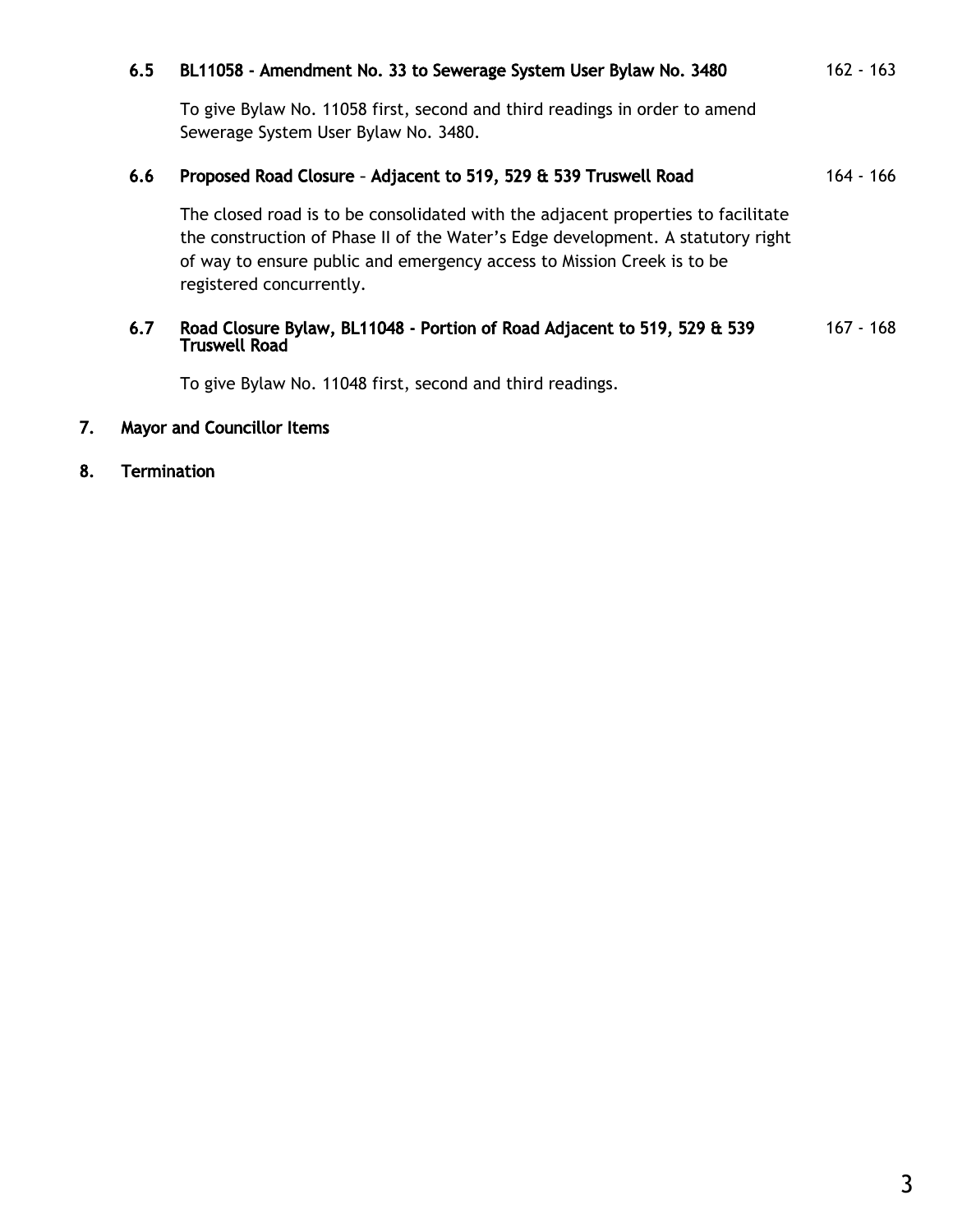### 6.5 BL11058 - Amendment No. 33 to Sewerage System User Bylaw No. 3480 — 162 - 163

To give Bylaw No. 11058 first, second and third readings in order to amend Sewerage System User Bylaw No. 3480.

### 6.6 Proposed Road Closure – Adjacent to 519, 529 & 539 Truswell Road — 164 - 166

The closed road is to be consolidated with the adjacent properties to facilitate the construction of Phase II of the Water's Edge development. A statutory right of way to ensure public and emergency access to Mission Creek is to be registered concurrently.

### 6.7 Road Closure Bylaw, BL11048 - Portion of Road Adjacent to 519, 529 & 539 Truswell Road — 167 - 168

To give Bylaw No. 11048 first, second and third readings.

## 7. Mayor and Councillor Items

## 8. Termination